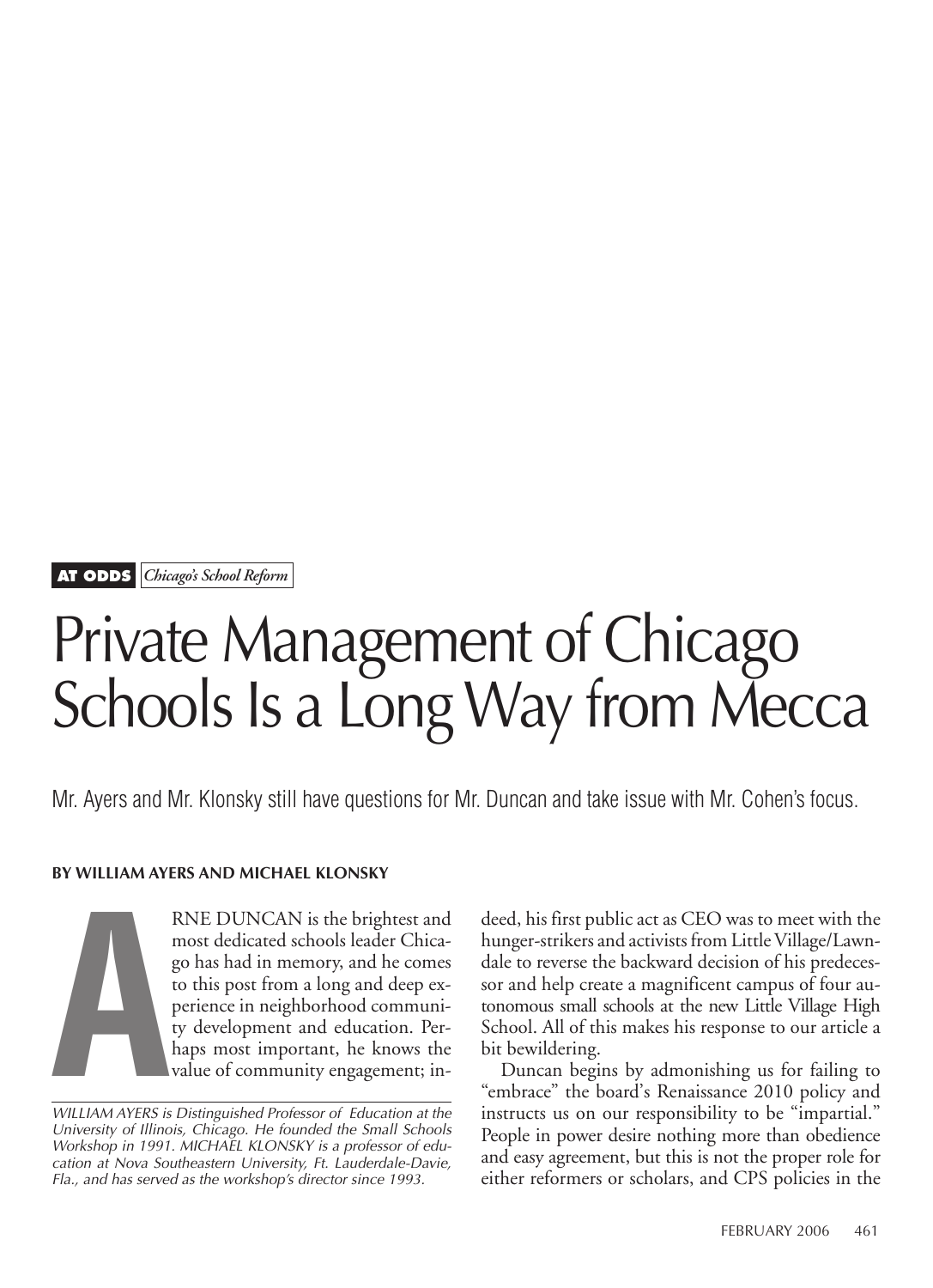**AT ODDS** *Chicago's School Reform*

# Private Management of Chicago Schools Is a Long Way from Mecca

Mr. Ayers and Mr. Klonsky still have questions for Mr. Duncan and take issue with Mr. Cohen's focus.

**BY WILLIAM AYERS AND MICHAEL KLONSKY**

ARNE DUNCAN is the brightest and most dedicated schools leader Chicago has had in memory, and he comes to this post from a long and deep experience in neighborhood community development and education. Perhaps most important, he knows the value of community engagement; indeed, his first public act as CEO was to meet with the hunger-strikers and activists from Little Village/Lawndale to reverse the backward decision of his predecessor and help create a magnificent campus of four autonomous small schools at the new Little Village High School. All of this makes his response to our article a bit bewildering.

Duncan begins by admonishing us for failing to "embrace" the board's Renaissance 2010 policy and instructs us on our responsibility to be "impartial." People in power desire nothing more than obedience and easy agreement, but this is not the proper role for either reformers or scholars, and CPS policies in the

*WILLIAM AYERS is Distinguished Professor of Education at the University of Illinois, Chicago. He founded the Small Schools Workshop in 1991. MICHAEL KLONSKY is a professor of education at Nova Southeastern University, Ft. Lauderdale-Davie, Fla., and has served as the workshop's director since 1993.*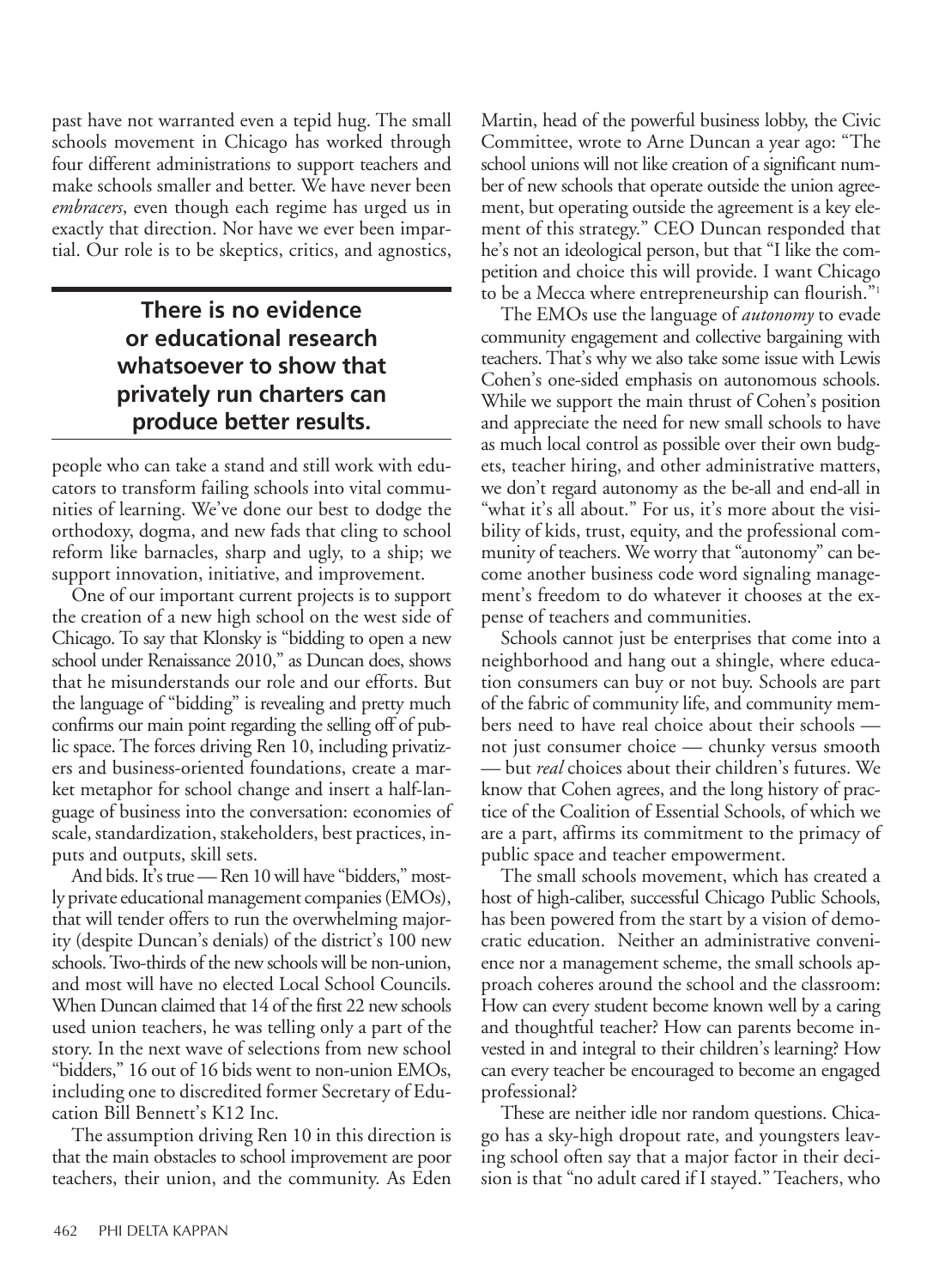past have not warranted even a tepid hug. The small schools movement in Chicago has worked through four different administrations to support teachers and make schools smaller and better. We have never been *embracers*, even though each regime has urged us in exactly that direction. Nor have we ever been impartial. Our role is to be skeptics, critics, and agnostics, people who can take a stand and still work with educators to transform failing schools into vital communities of learning. We've done our best to dodge the orthodoxy, dogma, and new fads that cling to school reform like barnacles, sharp and ugly, to a ship; we support innovation, initiative, and improvement.

**There is no evidence or educational research whatsoever to show that privately run charters can produce better results.**

One of our important current projects is to support the creation of a new high school on the west side of Chicago. To say that Klonsky is "bidding to open a new school under Renaissance 2010," as Duncan does, shows that he misunderstands our role and our efforts. But the language of "bidding" is revealing and pretty much confirms our main point regarding the selling off of public space. The forces driving Ren 10, including privatizers and business-oriented foundations, create a market metaphor for school change and insert a half-language of business into the conversation: economies of scale, standardization, stakeholders, best practices, inputs and outputs, skill sets.

And bids. It's true — Ren 10 will have "bidders," mostly private educational management companies (EMOs), that will tender offers to run the overwhelming majority (despite Duncan's denials) of the district's 100 new schools. Two-thirds of the new schools will be non-union, and most will have no elected Local School Councils. When Duncan claimed that 14 of the first 22 new schools used union teachers, he was telling only a part of the story. In the next wave of selections from new school "bidders," 16 out of 16 bids went to non-union EMOs, including one to discredited former Secretary of Education Bill Bennett's K12 Inc.

The assumption driving Ren 10 in this direction is that the main obstacles to school improvement are poor teachers, their union, and the community. As Eden Martin, head of the powerful business lobby, the Civic Committee, wrote to Arne Duncan a year ago: "The school unions will not like creation of a significant number of new schools that operate outside the union agreement, but operating outside the agreement is a key element of this strategy." CEO Duncan responded that he's not an ideological person, but that "I like the competition and choice this will provide. I want Chicago to be a Mecca where entrepreneurship can flourish."[1]

The EMOs use the language of *autonomy* to evade community engagement and collective bargaining with teachers. That's why we also take some issue with Lewis Cohen's one-sided emphasis on autonomous schools. While we support the main thrust of Cohen's position and appreciate the need for new small schools to have as much local control as possible over their own budgets, teacher hiring, and other administrative matters, we don't regard autonomy as the be-all and end-all in "what it's all about." For us, it's more about the visibility of kids, trust, equity, and the professional community of teachers. We worry that "autonomy" can become another business code word signaling management's freedom to do whatever it chooses at the expense of teachers and communities.

Schools cannot just be enterprises that come into a neighborhood and hang out a shingle, where education consumers can buy or not buy. Schools are part of the fabric of community life, and community members need to have real choice about their schools — not just consumer choice — chunky versus smooth — but *real* choices about their children's futures. We know that Cohen agrees, and the long history of practice of the Coalition of Essential Schools, of which we are a part, affirms its commitment to the primacy of public space and teacher empowerment.

The small schools movement, which has created a host of high-caliber, successful Chicago Public Schools, has been powered from the start by a vision of democratic education. Neither an administrative convenience nor a management scheme, the small schools approach coheres around the school and the classroom: How can every student become known well by a caring and thoughtful teacher? How can parents become invested in and integral to their children's learning? How can every teacher be encouraged to become an engaged professional?

These are neither idle nor random questions. Chicago has a sky-high dropout rate, and youngsters leaving school often say that a major factor in their decision is that "no adult cared if I stayed." Teachers, who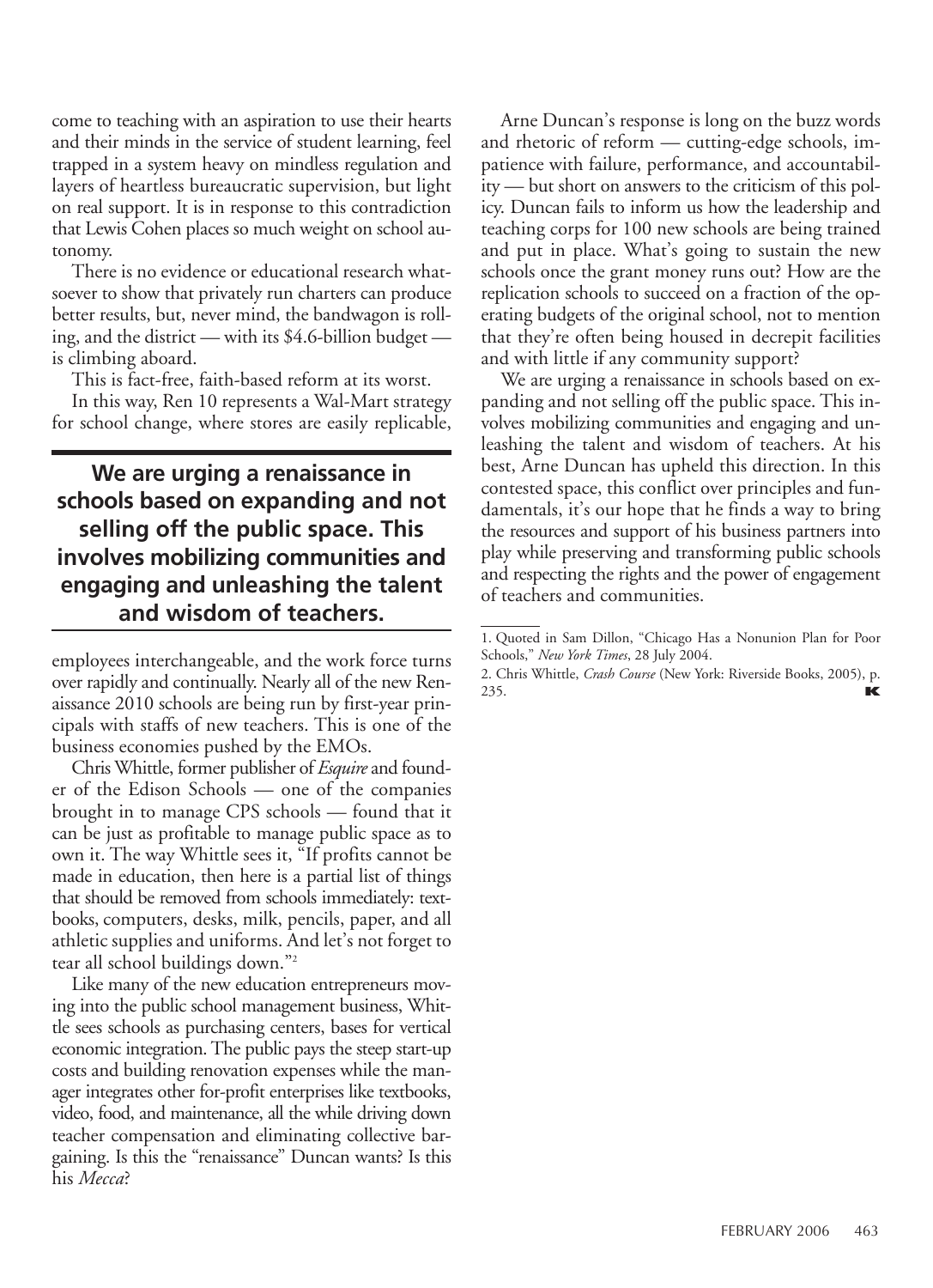come to teaching with an aspiration to use their hearts and their minds in the service of student learning, feel trapped in a system heavy on mindless regulation and layers of heartless bureaucratic supervision, but light on real support. It is in response to this contradiction that Lewis Cohen places so much weight on school autonomy.

There is no evidence or educational research whatsoever to show that privately run charters can produce better results, but, never mind, the bandwagon is rolling, and the district — with its $4.6-billion budget — is climbing aboard.

This is fact-free, faith-based reform at its worst.

In this way, Ren 10 represents a Wal-Mart strategy for school change, where stores are easily replicable, employees interchangeable, and the work force turns over rapidly and continually. Nearly all of the new Renaissance 2010 schools are being run by first-year principals with staffs of new teachers. This is one of the business economies pushed by the EMOs.

**We are urging a renaissance in schools based on expanding and not selling off the public space. This involves mobilizing communities and engaging and unleashing the talent and wisdom of teachers.**

Chris Whittle, former publisher of *Esquire* and founder of the Edison Schools — one of the companies brought in to manage CPS schools — found that it can be just as profitable to manage public space as to own it. The way Whittle sees it, "If profits cannot be made in education, then here is a partial list of things that should be removed from schools immediately: textbooks, computers, desks, milk, pencils, paper, and all athletic supplies and uniforms. And let's not forget to tear all school buildings down."[2]

Like many of the new education entrepreneurs moving into the public school management business, Whittle sees schools as purchasing centers, bases for vertical economic integration. The public pays the steep start-up costs and building renovation expenses while the manager integrates other for-profit enterprises like textbooks, video, food, and maintenance, all the while driving down teacher compensation and eliminating collective bargaining. Is this the "renaissance" Duncan wants? Is this his *Mecca*?

Arne Duncan's response is long on the buzz words and rhetoric of reform — cutting-edge schools, impatience with failure, performance, and accountability — but short on answers to the criticism of this policy. Duncan fails to inform us how the leadership and teaching corps for 100 new schools are being trained and put in place. What's going to sustain the new schools once the grant money runs out? How are the replication schools to succeed on a fraction of the operating budgets of the original school, not to mention that they're often being housed in decrepit facilities and with little if any community support?

We are urging a renaissance in schools based on expanding and not selling off the public space. This involves mobilizing communities and engaging and unleashing the talent and wisdom of teachers. At his best, Arne Duncan has upheld this direction. In this contested space, this conflict over principles and fundamentals, it's our hope that he finds a way to bring the resources and support of his business partners into play while preserving and transforming public schools and respecting the rights and the power of engagement of teachers and communities.

---

1. Quoted in Sam Dillon, "Chicago Has a Nonunion Plan for Poor Schools," *New York Times*, 28 July 2004.

2. Chris Whittle, *Crash Course* (New York: Riverside Books, 2005), p. 235.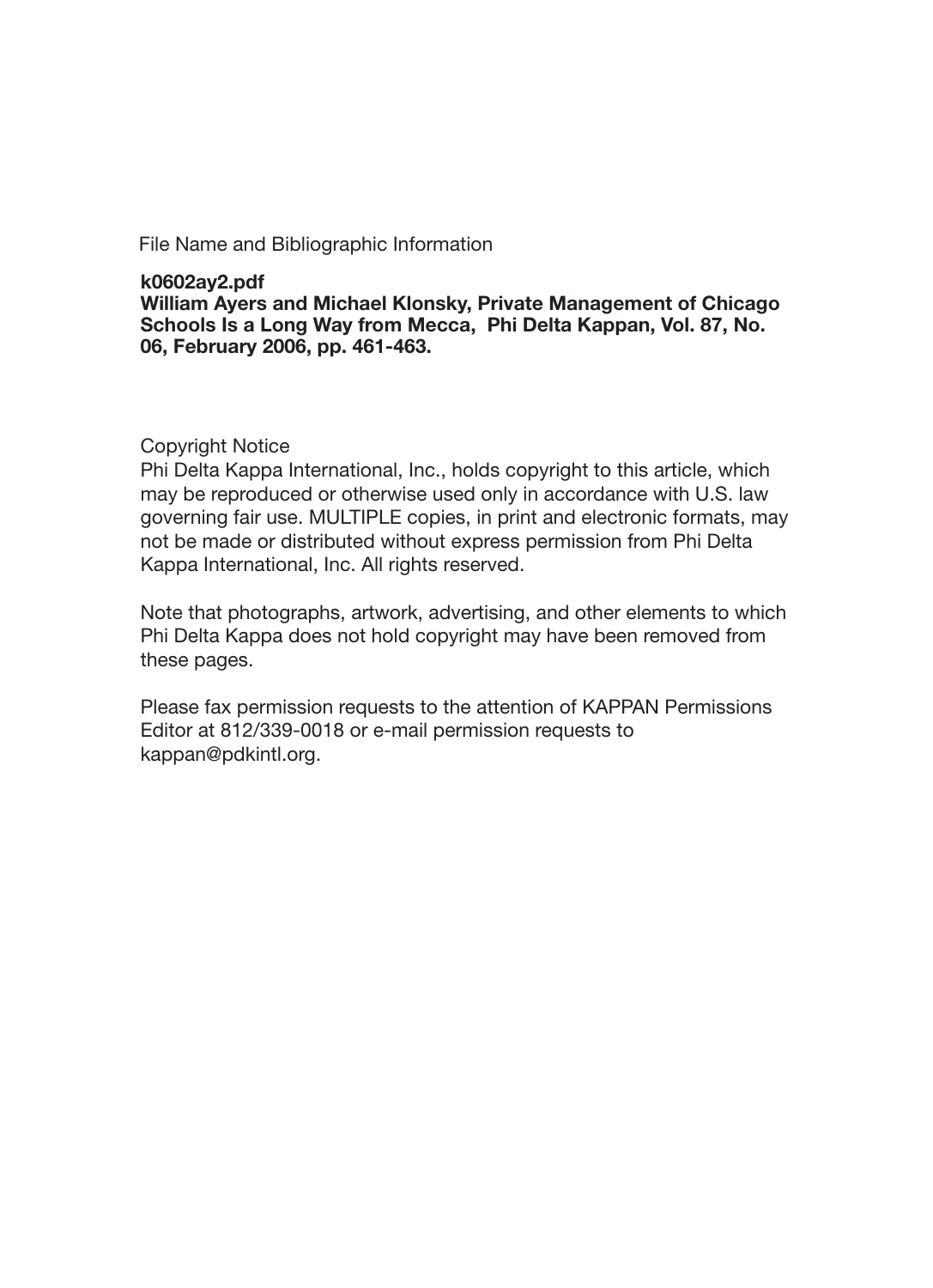File Name and Bibliographic Information

**k0602ay2.pdf**
**William Ayers and Michael Klonsky, Private Management of Chicago Schools Is a Long Way from Mecca, Phi Delta Kappan, Vol. 87, No. 06, February 2006, pp. 461-463.**

Copyright Notice
Phi Delta Kappa International, Inc., holds copyright to this article, which may be reproduced or otherwise used only in accordance with U.S. law governing fair use. MULTIPLE copies, in print and electronic formats, may not be made or distributed without express permission from Phi Delta Kappa International, Inc. All rights reserved.

Note that photographs, artwork, advertising, and other elements to which Phi Delta Kappa does not hold copyright may have been removed from these pages.

Please fax permission requests to the attention of KAPPAN Permissions Editor at 812/339-0018 or e-mail permission requests to kappan@pdkintl.org.